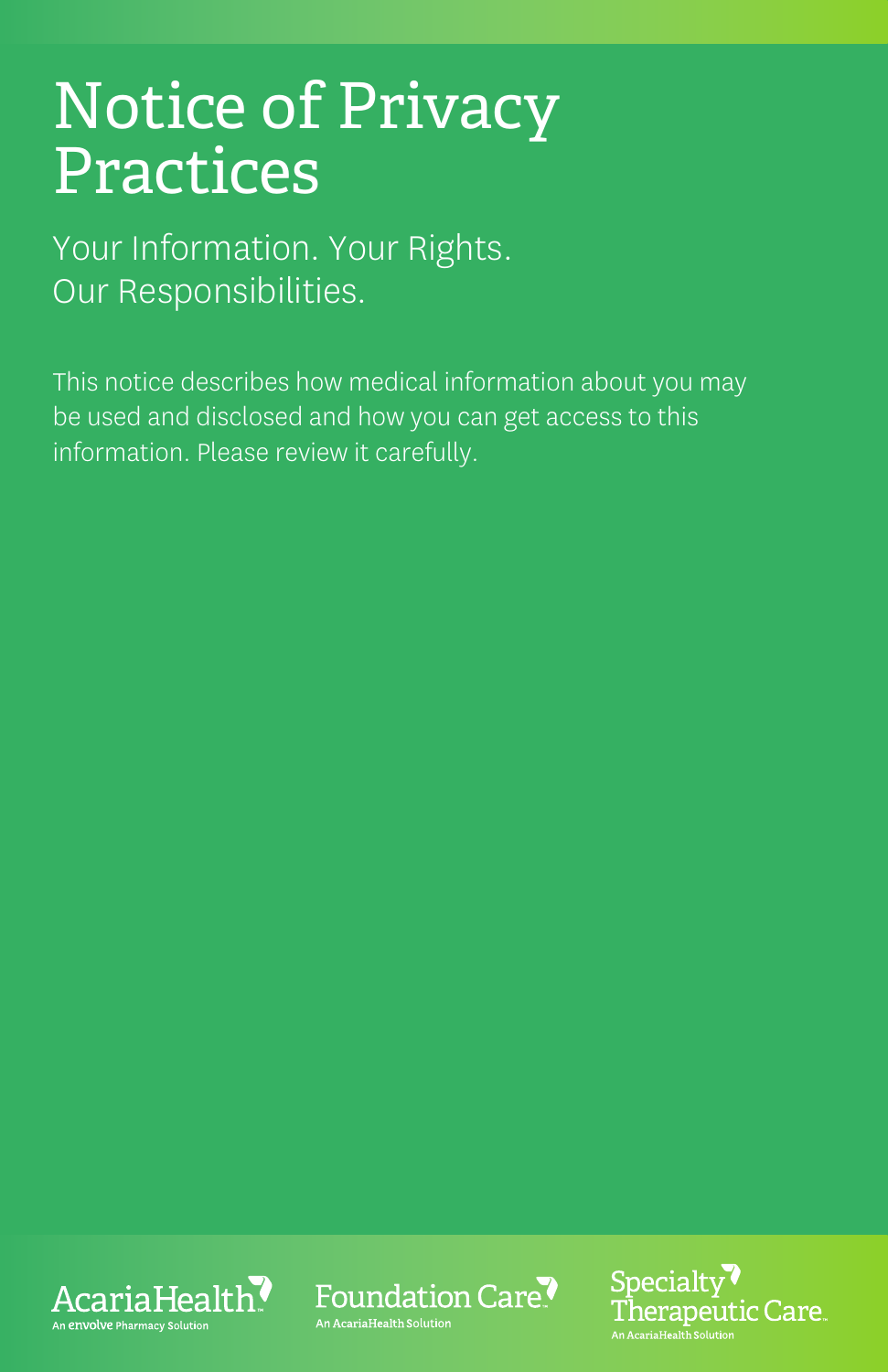# Notice of Privacy Practices

## Your Information. Your Rights. Our Responsibilities.

This notice describes how medical information about you may be used and disclosed and how you can get access to this information. Please review it carefully.

AcariaHealth™
An envolve Pharmacy Solution

Foundation Care™
An AcariaHealth Solution

Specialty Therapeutic Care™
An AcariaHealth Solution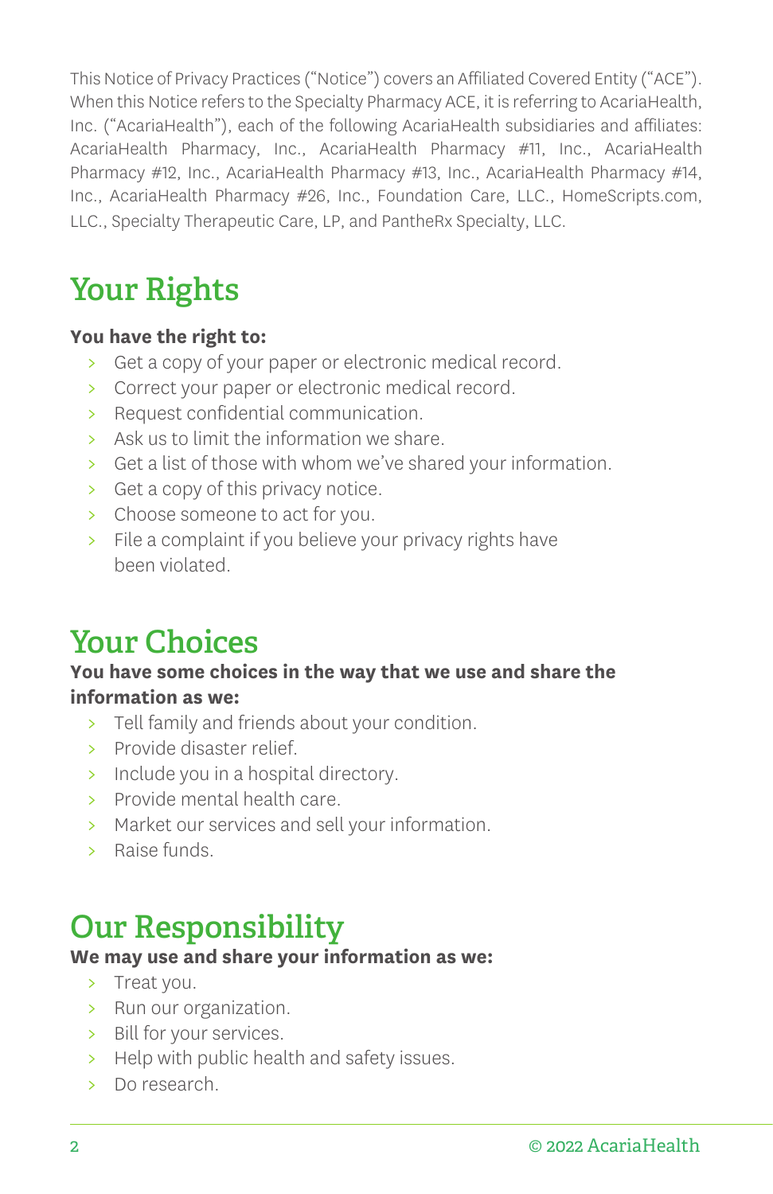This Notice of Privacy Practices ("Notice") covers an Affiliated Covered Entity ("ACE"). When this Notice refers to the Specialty Pharmacy ACE, it is referring to AcariaHealth, Inc. ("AcariaHealth"), each of the following AcariaHealth subsidiaries and affiliates: AcariaHealth Pharmacy, Inc., AcariaHealth Pharmacy #11, Inc., AcariaHealth Pharmacy #12, Inc., AcariaHealth Pharmacy #13, Inc., AcariaHealth Pharmacy #14, Inc., AcariaHealth Pharmacy #26, Inc., Foundation Care, LLC., HomeScripts.com, LLC., Specialty Therapeutic Care, LP, and PantheRx Specialty, LLC.

# Your Rights

**You have the right to:**

- Get a copy of your paper or electronic medical record.
- Correct your paper or electronic medical record.
- Request confidential communication.
- Ask us to limit the information we share.
- Get a list of those with whom we've shared your information.
- Get a copy of this privacy notice.
- Choose someone to act for you.
- File a complaint if you believe your privacy rights have been violated.

# Your Choices

**You have some choices in the way that we use and share the information as we:**

- Tell family and friends about your condition.
- Provide disaster relief.
- Include you in a hospital directory.
- Provide mental health care.
- Market our services and sell your information.
- Raise funds.

# Our Responsibility

**We may use and share your information as we:**

- Treat you.
- Run our organization.
- Bill for your services.
- Help with public health and safety issues.
- Do research.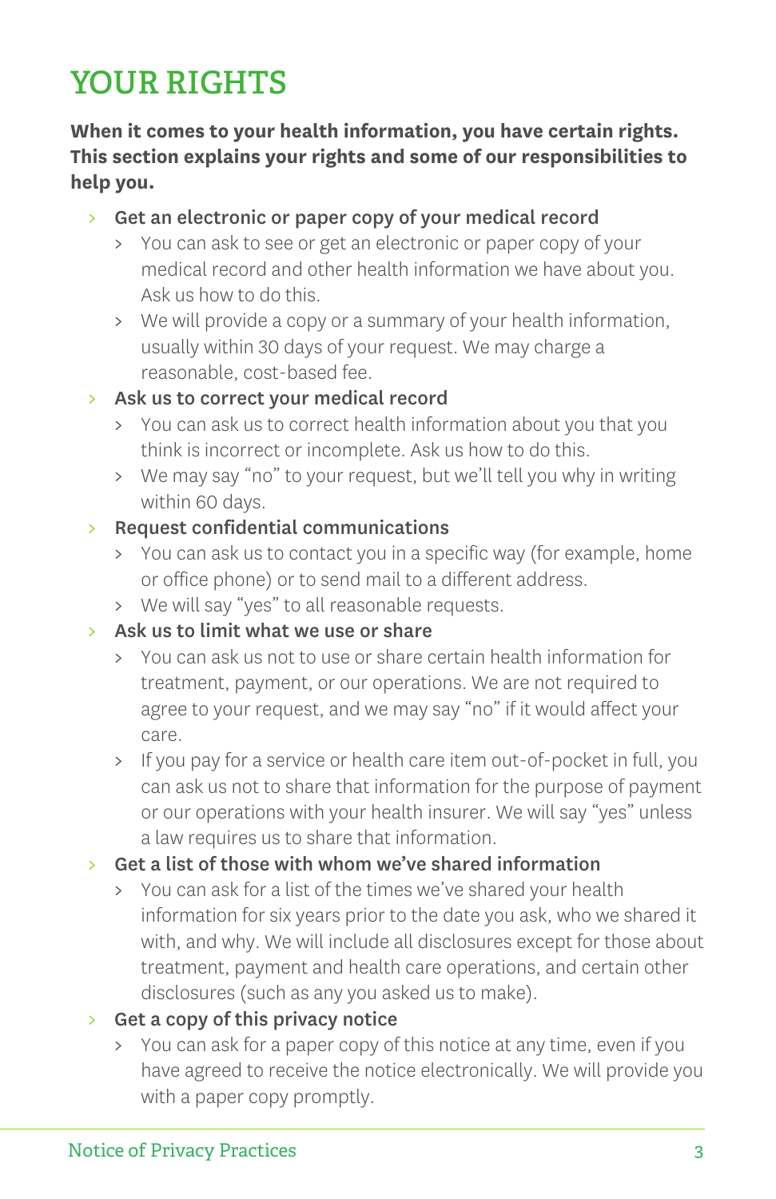# YOUR RIGHTS

**When it comes to your health information, you have certain rights. This section explains your rights and some of our responsibilities to help you.**

- **Get an electronic or paper copy of your medical record**
  - You can ask to see or get an electronic or paper copy of your medical record and other health information we have about you. Ask us how to do this.
  - We will provide a copy or a summary of your health information, usually within 30 days of your request. We may charge a reasonable, cost-based fee.
- **Ask us to correct your medical record**
  - You can ask us to correct health information about you that you think is incorrect or incomplete. Ask us how to do this.
  - We may say "no" to your request, but we'll tell you why in writing within 60 days.
- **Request confidential communications**
  - You can ask us to contact you in a specific way (for example, home or office phone) or to send mail to a different address.
  - We will say "yes" to all reasonable requests.
- **Ask us to limit what we use or share**
  - You can ask us not to use or share certain health information for treatment, payment, or our operations. We are not required to agree to your request, and we may say "no" if it would affect your care.
  - If you pay for a service or health care item out-of-pocket in full, you can ask not to share that information for the purpose of payment or our operations with your health insurer. We will say "yes" unless a law requires us to share that information.
- **Get a list of those with whom we've shared information**
  - You can ask for a list of the times we've shared your health information for six years prior to the date you ask, who we shared it with, and why. We will include all disclosures except for those about treatment, payment and health care operations, and certain other disclosures (such as any you asked us to make).
- **Get a copy of this privacy notice**
  - You can ask for a paper copy of this notice at any time, even if you have agreed to receive the notice electronically. We will provide you with a paper copy promptly.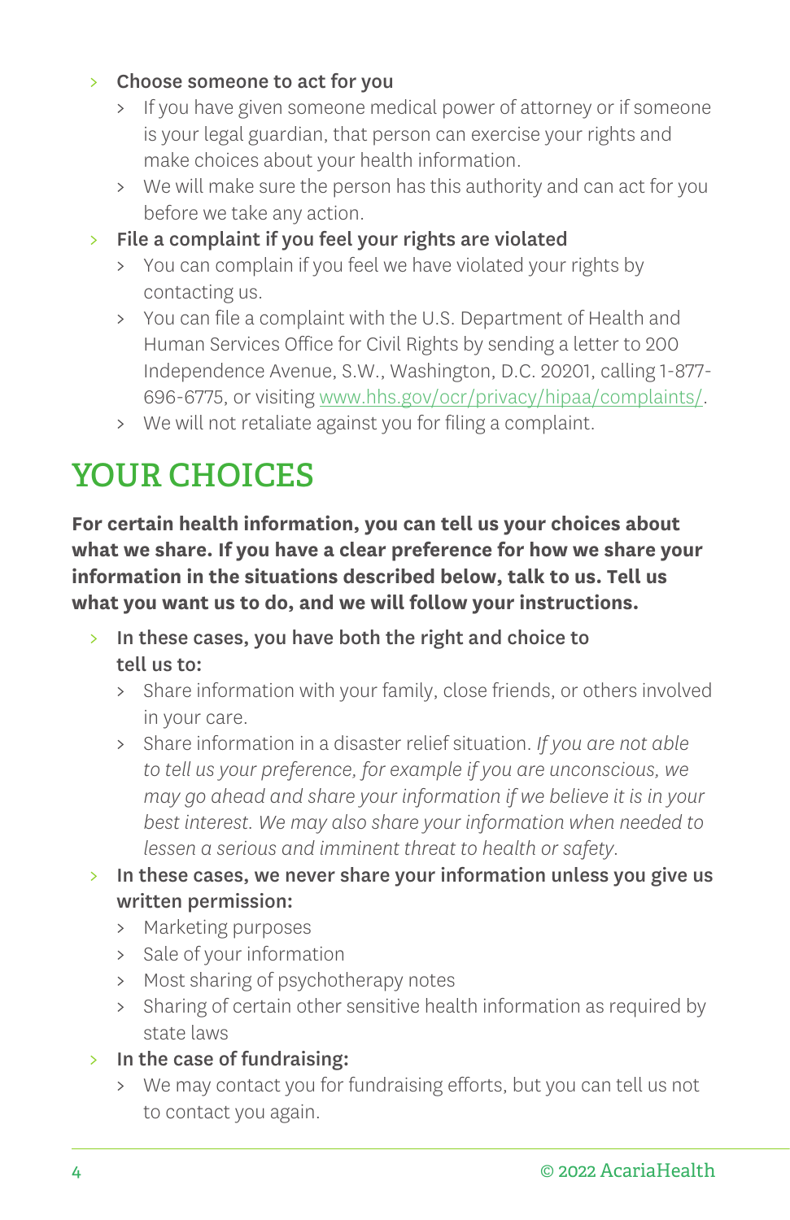- **Choose someone to act for you**
  - If you have given someone medical power of attorney or if someone is your legal guardian, that person can exercise your rights and make choices about your health information.
  - We will make sure the person has this authority and can act for you before we take any action.
- **File a complaint if you feel your rights are violated**
  - You can complain if you feel we have violated your rights by contacting us.
  - You can file a complaint with the U.S. Department of Health and Human Services Office for Civil Rights by sending a letter to 200 Independence Avenue, S.W., Washington, D.C. 20201, calling 1-877-696-6775, or visiting www.hhs.gov/ocr/privacy/hipaa/complaints/.
  - We will not retaliate against you for filing a complaint.

# YOUR CHOICES

**For certain health information, you can tell us your choices about what we share. If you have a clear preference for how we share your information in the situations described below, talk to us. Tell us what you want us to do, and we will follow your instructions.**

- **In these cases, you have both the right and choice to tell us to:**
  - Share information with your family, close friends, or others involved in your care.
  - Share information in a disaster relief situation. *If you are not able to tell us your preference, for example if you are unconscious, we may go ahead and share your information if we believe it is in your best interest. We may also share your information when needed to lessen a serious and imminent threat to health or safety.*
- **In these cases, we never share your information unless you give us written permission:**
  - Marketing purposes
  - Sale of your information
  - Most sharing of psychotherapy notes
  - Sharing of certain other sensitive health information as required by state laws
- **In the case of fundraising:**
  - We may contact you for fundraising efforts, but you can tell us not to contact you again.

© 2022 AcariaHealth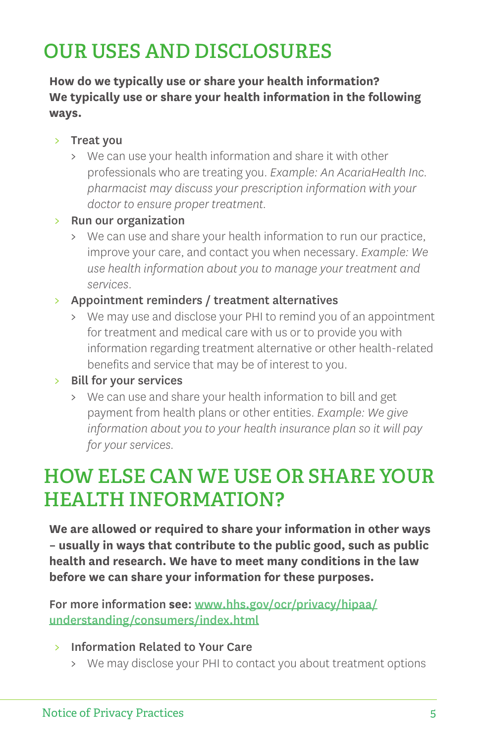# OUR USES AND DISCLOSURES

**How do we typically use or share your health information? We typically use or share your health information in the following ways.**

- **Treat you**
  - We can use your health information and share it with other professionals who are treating you. *Example: An AcariaHealth Inc. pharmacist may discuss your prescription information with your doctor to ensure proper treatment.*
- **Run our organization**
  - We can use and share your health information to run our practice, improve your care, and contact you when necessary. *Example: We use health information about you to manage your treatment and services.*
- **Appointment reminders / treatment alternatives**
  - We may use and disclose your PHI to remind you of an appointment for treatment and medical care with us or to provide you with information regarding treatment alternative or other health-related benefits and service that may be of interest to you.
- **Bill for your services**
  - We can use and share your health information to bill and get payment from health plans or other entities. *Example: We give information about you to your health insurance plan so it will pay for your services.*

# HOW ELSE CAN WE USE OR SHARE YOUR HEALTH INFORMATION?

**We are allowed or required to share your information in other ways – usually in ways that contribute to the public good, such as public health and research. We have to meet many conditions in the law before we can share your information for these purposes.**

**For more information see:** [www.hhs.gov/ocr/privacy/hipaa/understanding/consumers/index.html](www.hhs.gov/ocr/privacy/hipaa/understanding/consumers/index.html)

- **Information Related to Your Care**
  - We may disclose your PHI to contact you about treatment options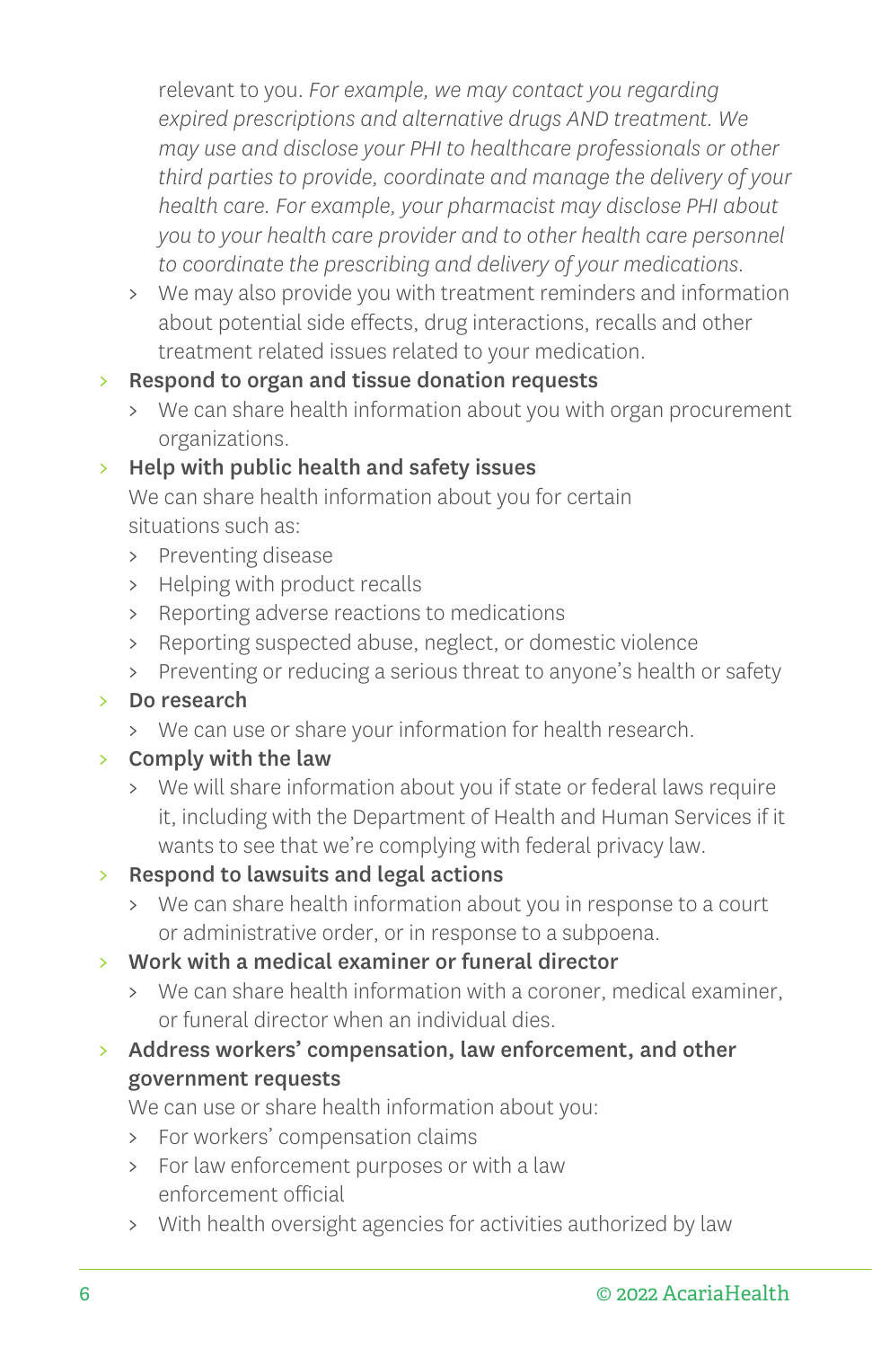relevant to you. *For example, we may contact you regarding expired prescriptions and alternative drugs AND treatment. We may use and disclose your PHI to healthcare professionals or other third parties to provide, coordinate and manage the delivery of your health care. For example, your pharmacist may disclose PHI about you to your health care provider and to other health care personnel to coordinate the prescribing and delivery of your medications.*
    - We may also provide you with treatment reminders and information about potential side effects, drug interactions, recalls and other treatment related issues related to your medication.
- **Respond to organ and tissue donation requests**
    - We can share health information about you with organ procurement organizations.
- **Help with public health and safety issues**

  We can share health information about you for certain situations such as:
    - Preventing disease
    - Helping with product recalls
    - Reporting adverse reactions to medications
    - Reporting suspected abuse, neglect, or domestic violence
    - Preventing or reducing a serious threat to anyone's health or safety
- **Do research**
    - We can use or share your information for health research.
- **Comply with the law**
    - We will share information about you if state or federal laws require it, including with the Department of Health and Human Services if it wants to see that we're complying with federal privacy law.
- **Respond to lawsuits and legal actions**
    - We can share health information about you in response to a court or administrative order, or in response to a subpoena.
- **Work with a medical examiner or funeral director**
    - We can share health information with a coroner, medical examiner, or funeral director when an individual dies.
- **Address workers' compensation, law enforcement, and other government requests**

  We can use or share health information about you:
    - For workers' compensation claims
    - For law enforcement purposes or with a law enforcement official
    - With health oversight agencies for activities authorized by law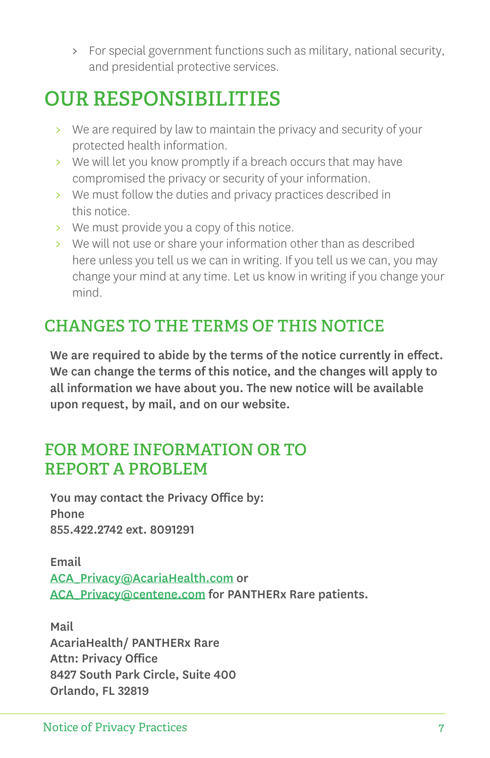- For special government functions such as military, national security, and presidential protective services.

# OUR RESPONSIBILITIES

- We are required by law to maintain the privacy and security of your protected health information.
- We will let you know promptly if a breach occurs that may have compromised the privacy or security of your information.
- We must follow the duties and privacy practices described in this notice.
- We must provide you a copy of this notice.
- We will not use or share your information other than as described here unless you tell us we can in writing. If you tell us we can, you may change your mind at any time. Let us know in writing if you change your mind.

## CHANGES TO THE TERMS OF THIS NOTICE

**We are required to abide by the terms of the notice currently in effect. We can change the terms of this notice, and the changes will apply to all information we have about you. The new notice will be available upon request, by mail, and on our website.**

## FOR MORE INFORMATION OR TO REPORT A PROBLEM

**You may contact the Privacy Office by:**
**Phone**
**855.422.2742 ext. 8091291**

**Email**
ACA_Privacy@AcariaHealth.com **or**
ACA_Privacy@centene.com **for PANTHERx Rare patients.**

**Mail**
**AcariaHealth/ PANTHERx Rare**
**Attn: Privacy Office**
**8427 South Park Circle, Suite 400**
**Orlando, FL 32819**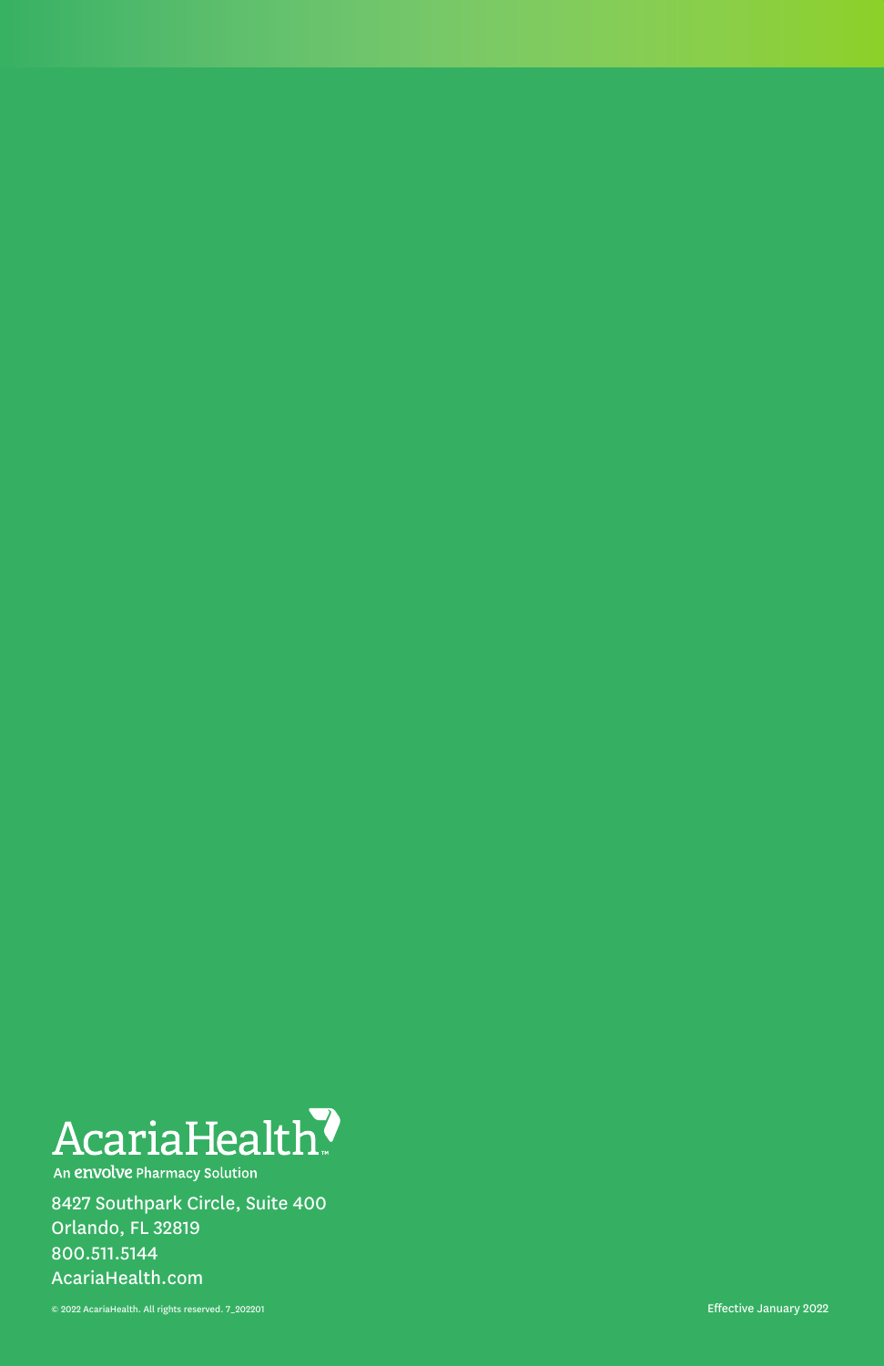AcariaHealth™

An envolve Pharmacy Solution

8427 Southpark Circle, Suite 400
Orlando, FL 32819
800.511.5144
AcariaHealth.com

© 2022 AcariaHealth. All rights reserved. 7_202201

Effective January 2022